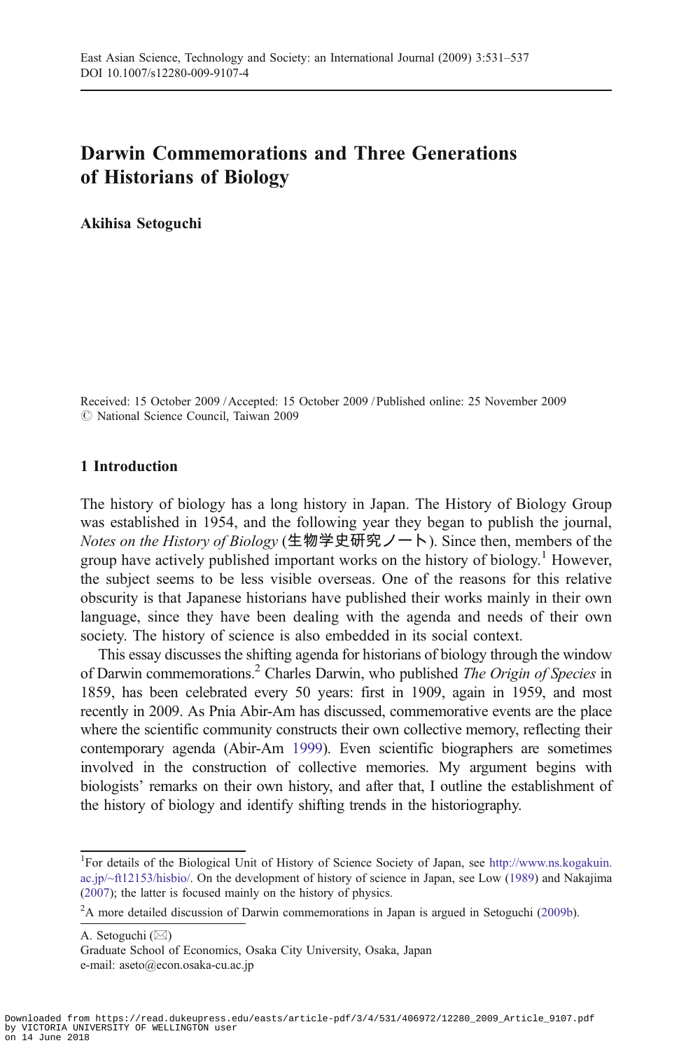# Darwin Commemorations and Three Generations of Historians of Biology

**Akihisa Setoguchi**

Received: 15 October 2009 / Accepted: 15 October 2009 / Published online: 25 November 2009
© National Science Council, Taiwan 2009

## 1 Introduction

The history of biology has a long history in Japan. The History of Biology Group was established in 1954, and the following year they began to publish the journal, *Notes on the History of Biology* (生物学史研究ノート). Since then, members of the group have actively published important works on the history of biology.[1] However, the subject seems to be less visible overseas. One of the reasons for this relative obscurity is that Japanese historians have published their works mainly in their own language, since they have been dealing with the agenda and needs of their own society. The history of science is also embedded in its social context.

This essay discusses the shifting agenda for historians of biology through the window of Darwin commemorations.[2] Charles Darwin, who published *The Origin of Species* in 1859, has been celebrated every 50 years: first in 1909, again in 1959, and most recently in 2009. As Pnia Abir-Am has discussed, commemorative events are the place where the scientific community constructs their own collective memory, reflecting their contemporary agenda (Abir-Am 1999). Even scientific biographers are sometimes involved in the construction of collective memories. My argument begins with biologists' remarks on their own history, and after that, I outline the establishment of the history of biology and identify shifting trends in the historiography.

---

[1] For details of the Biological Unit of History of Science Society of Japan, see http://www.ns.kogakuin.ac.jp/~ft12153/hisbio/. On the development of history of science in Japan, see Low (1989) and Nakajima (2007); the latter is focused mainly on the history of physics.

[2] A more detailed discussion of Darwin commemorations in Japan is argued in Setoguchi (2009b).

A. Setoguchi (✉)
Graduate School of Economics, Osaka City University, Osaka, Japan
e-mail: aseto@econ.osaka-cu.ac.jp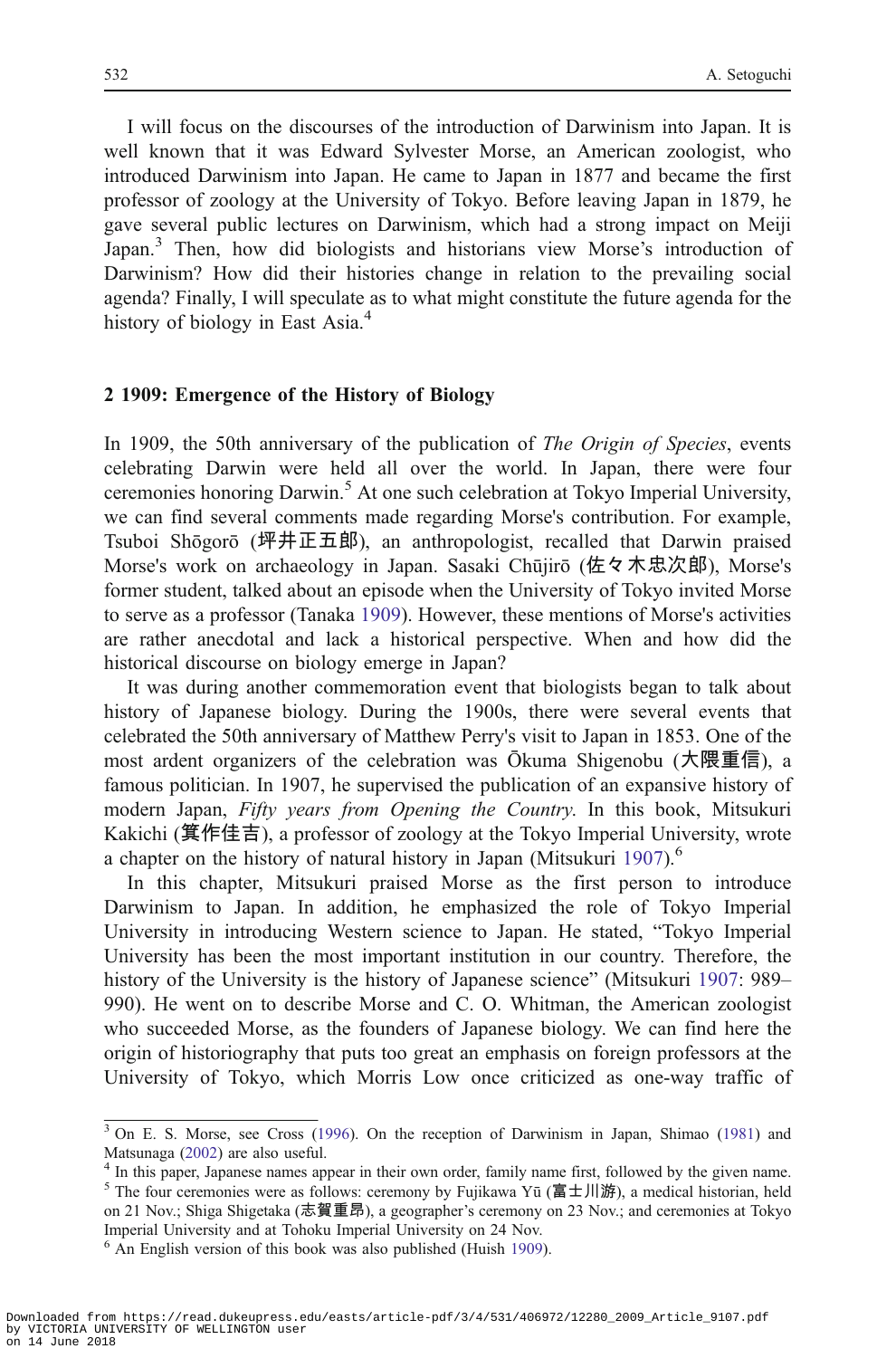I will focus on the discourses of the introduction of Darwinism into Japan. It is well known that it was Edward Sylvester Morse, an American zoologist, who introduced Darwinism into Japan. He came to Japan in 1877 and became the first professor of zoology at the University of Tokyo. Before leaving Japan in 1879, he gave several public lectures on Darwinism, which had a strong impact on Meiji Japan.[3] Then, how did biologists and historians view Morse's introduction of Darwinism? How did their histories change in relation to the prevailing social agenda? Finally, I will speculate as to what might constitute the future agenda for the history of biology in East Asia.[4]

## 2 1909: Emergence of the History of Biology

In 1909, the 50th anniversary of the publication of *The Origin of Species*, events celebrating Darwin were held all over the world. In Japan, there were four ceremonies honoring Darwin.[5] At one such celebration at Tokyo Imperial University, we can find several comments made regarding Morse's contribution. For example, Tsuboi Shōgorō (坪井正五郎), an anthropologist, recalled that Darwin praised Morse's work on archaeology in Japan. Sasaki Chūjirō (佐々木忠次郎), Morse's former student, talked about an episode when the University of Tokyo invited Morse to serve as a professor (Tanaka 1909). However, these mentions of Morse's activities are rather anecdotal and lack a historical perspective. When and how did the historical discourse on biology emerge in Japan?

It was during another commemoration event that biologists began to talk about history of Japanese biology. During the 1900s, there were several events that celebrated the 50th anniversary of Matthew Perry's visit to Japan in 1853. One of the most ardent organizers of the celebration was Ōkuma Shigenobu (大隈重信), a famous politician. In 1907, he supervised the publication of an expansive history of modern Japan, *Fifty years from Opening the Country*. In this book, Mitsukuri Kakichi (箕作佳吉), a professor of zoology at the Tokyo Imperial University, wrote a chapter on the history of natural history in Japan (Mitsukuri 1907).[6]

In this chapter, Mitsukuri praised Morse as the first person to introduce Darwinism to Japan. In addition, he emphasized the role of Tokyo Imperial University in introducing Western science to Japan. He stated, "Tokyo Imperial University has been the most important institution in our country. Therefore, the history of the University is the history of Japanese science" (Mitsukuri 1907: 989–990). He went on to describe Morse and C. O. Whitman, the American zoologist who succeeded Morse, as the founders of Japanese biology. We can find here the origin of historiography that puts too great an emphasis on foreign professors at the University of Tokyo, which Morris Low once criticized as one-way traffic of

---

[3] On E. S. Morse, see Cross (1996). On the reception of Darwinism in Japan, Shimao (1981) and Matsunaga (2002) are also useful.

[4] In this paper, Japanese names appear in their own order, family name first, followed by the given name.

[5] The four ceremonies were as follows: ceremony by Fujikawa Yū (富士川游), a medical historian, held on 21 Nov.; Shiga Shigetaka (志賀重昂), a geographer's ceremony on 23 Nov.; and ceremonies at Tokyo Imperial University and at Tohoku Imperial University on 24 Nov.

[6] An English version of this book was also published (Huish 1909).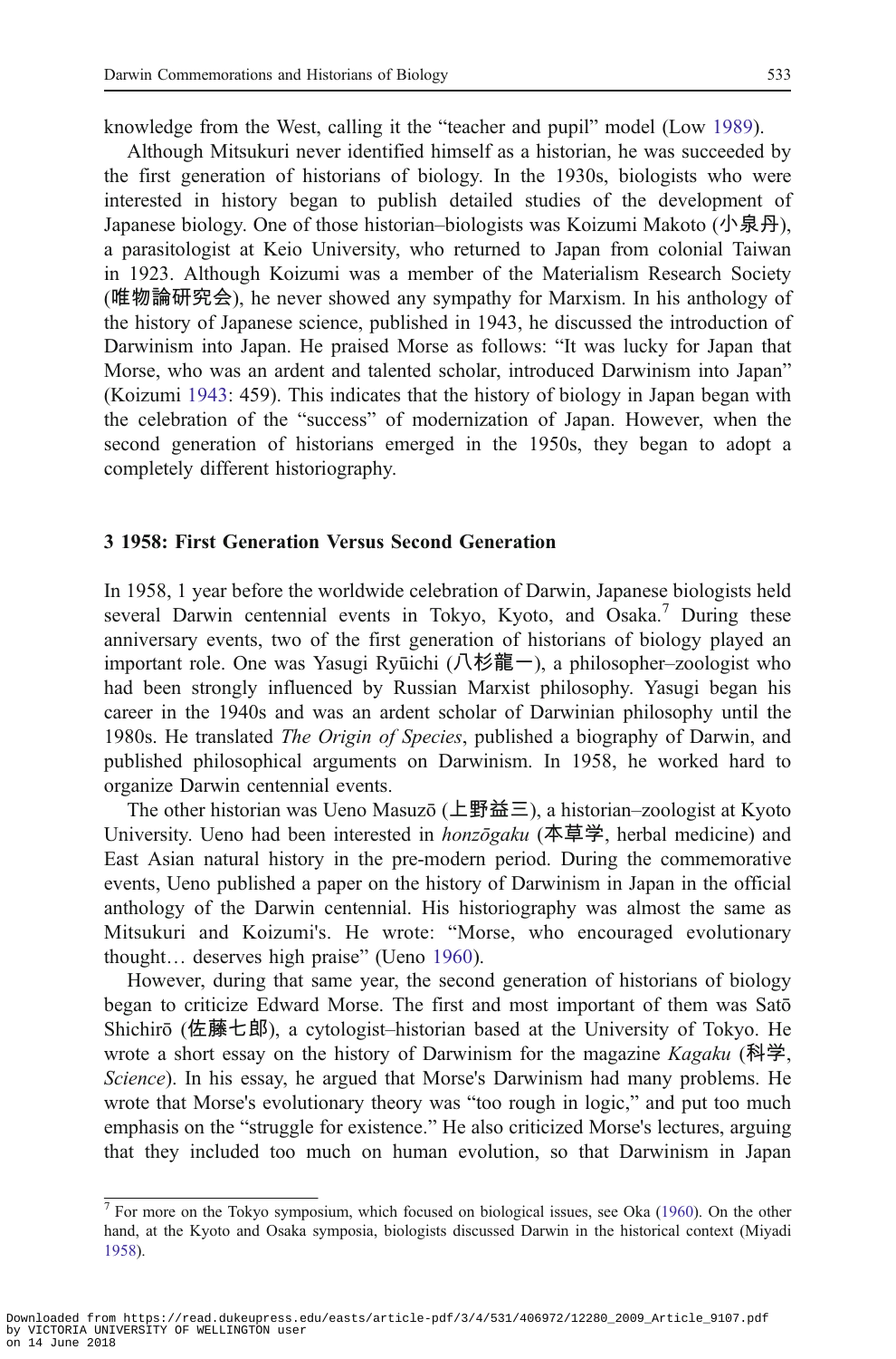knowledge from the West, calling it the "teacher and pupil" model (Low 1989).

Although Mitsukuri never identified himself as a historian, he was succeeded by the first generation of historians of biology. In the 1930s, biologists who were interested in history began to publish detailed studies of the development of Japanese biology. One of those historian–biologists was Koizumi Makoto (小泉丹), a parasitologist at Keio University, who returned to Japan from colonial Taiwan in 1923. Although Koizumi was a member of the Materialism Research Society (唯物論研究会), he never showed any sympathy for Marxism. In his anthology of the history of Japanese science, published in 1943, he discussed the introduction of Darwinism into Japan. He praised Morse as follows: "It was lucky for Japan that Morse, who was an ardent and talented scholar, introduced Darwinism into Japan" (Koizumi 1943: 459). This indicates that the history of biology in Japan began with the celebration of the "success" of modernization of Japan. However, when the second generation of historians emerged in the 1950s, they began to adopt a completely different historiography.

## 3 1958: First Generation Versus Second Generation

In 1958, 1 year before the worldwide celebration of Darwin, Japanese biologists held several Darwin centennial events in Tokyo, Kyoto, and Osaka.[7] During these anniversary events, two of the first generation of historians of biology played an important role. One was Yasugi Ryūichi (八杉龍一), a philosopher–zoologist who had been strongly influenced by Russian Marxist philosophy. Yasugi began his career in the 1940s and was an ardent scholar of Darwinian philosophy until the 1980s. He translated *The Origin of Species*, published a biography of Darwin, and published philosophical arguments on Darwinism. In 1958, he worked hard to organize Darwin centennial events.

The other historian was Ueno Masuzō (上野益三), a historian–zoologist at Kyoto University. Ueno had been interested in *honzōgaku* (本草学, herbal medicine) and East Asian natural history in the pre-modern period. During the commemorative events, Ueno published a paper on the history of Darwinism in Japan in the official anthology of the Darwin centennial. His historiography was almost the same as Mitsukuri and Koizumi's. He wrote: "Morse, who encouraged evolutionary thought… deserves high praise" (Ueno 1960).

However, during that same year, the second generation of historians of biology began to criticize Edward Morse. The first and most important of them was Satō Shichirō (佐藤七郎), a cytologist–historian based at the University of Tokyo. He wrote a short essay on the history of Darwinism for the magazine *Kagaku* (科学, *Science*). In his essay, he argued that Morse's Darwinism had many problems. He wrote that Morse's evolutionary theory was "too rough in logic," and put too much emphasis on the "struggle for existence." He also criticized Morse's lectures, arguing that they included too much on human evolution, so that Darwinism in Japan

[7] For more on the Tokyo symposium, which focused on biological issues, see Oka (1960). On the other hand, at the Kyoto and Osaka symposia, biologists discussed Darwin in the historical context (Miyadi 1958).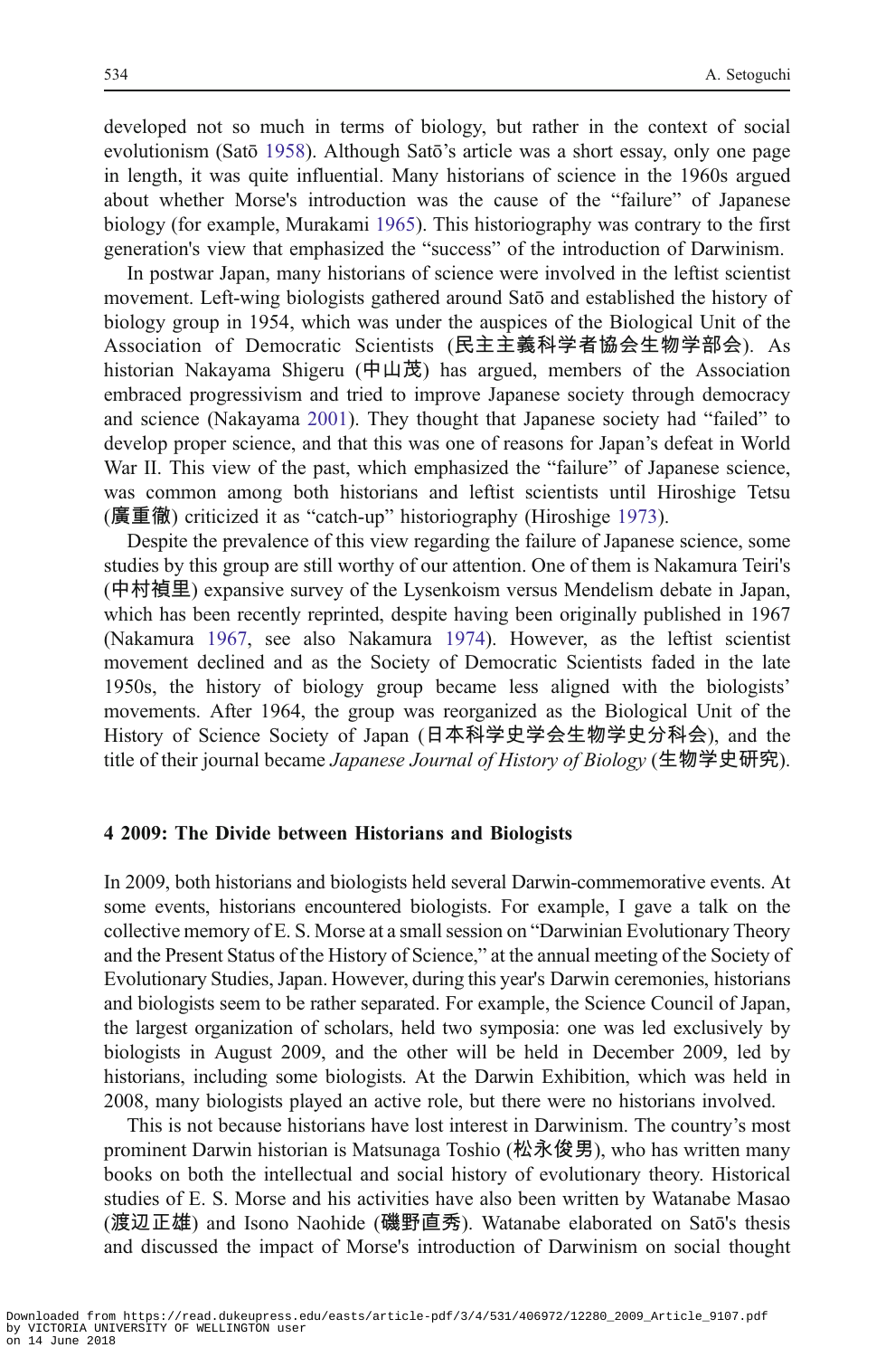developed not so much in terms of biology, but rather in the context of social evolutionism (Satō 1958). Although Satō's article was a short essay, only one page in length, it was quite influential. Many historians of science in the 1960s argued about whether Morse's introduction was the cause of the "failure" of Japanese biology (for example, Murakami 1965). This historiography was contrary to the first generation's view that emphasized the "success" of the introduction of Darwinism.

In postwar Japan, many historians of science were involved in the leftist scientist movement. Left-wing biologists gathered around Satō and established the history of biology group in 1954, which was under the auspices of the Biological Unit of the Association of Democratic Scientists (民主主義科学者協会生物学部会). As historian Nakayama Shigeru (中山茂) has argued, members of the Association embraced progressivism and tried to improve Japanese society through democracy and science (Nakayama 2001). They thought that Japanese society had "failed" to develop proper science, and that this was one of reasons for Japan's defeat in World War II. This view of the past, which emphasized the "failure" of Japanese science, was common among both historians and leftist scientists until Hiroshige Tetsu (廣重徹) criticized it as "catch-up" historiography (Hiroshige 1973).

Despite the prevalence of this view regarding the failure of Japanese science, some studies by this group are still worthy of our attention. One of them is Nakamura Teiri's (中村禎里) expansive survey of the Lysenkoism versus Mendelism debate in Japan, which has been recently reprinted, despite having been originally published in 1967 (Nakamura 1967, see also Nakamura 1974). However, as the leftist scientist movement declined and as the Society of Democratic Scientists faded in the late 1950s, the history of biology group became less aligned with the biologists' movements. After 1964, the group was reorganized as the Biological Unit of the History of Science Society of Japan (日本科学史学会生物学史分科会), and the title of their journal became *Japanese Journal of History of Biology* (生物学史研究).

## 4 2009: The Divide between Historians and Biologists

In 2009, both historians and biologists held several Darwin-commemorative events. At some events, historians encountered biologists. For example, I gave a talk on the collective memory of E. S. Morse at a small session on "Darwinian Evolutionary Theory and the Present Status of the History of Science," at the annual meeting of the Society of Evolutionary Studies, Japan. However, during this year's Darwin ceremonies, historians and biologists seem to be rather separated. For example, the Science Council of Japan, the largest organization of scholars, held two symposia: one was led exclusively by biologists in August 2009, and the other will be held in December 2009, led by historians, including some biologists. At the Darwin Exhibition, which was held in 2008, many biologists played an active role, but there were no historians involved.

This is not because historians have lost interest in Darwinism. The country's most prominent Darwin historian is Matsunaga Toshio (松永俊男), who has written many books on both the intellectual and social history of evolutionary theory. Historical studies of E. S. Morse and his activities have also been written by Watanabe Masao (渡辺正雄) and Isono Naohide (磯野直秀). Watanabe elaborated on Satō's thesis and discussed the impact of Morse's introduction of Darwinism on social thought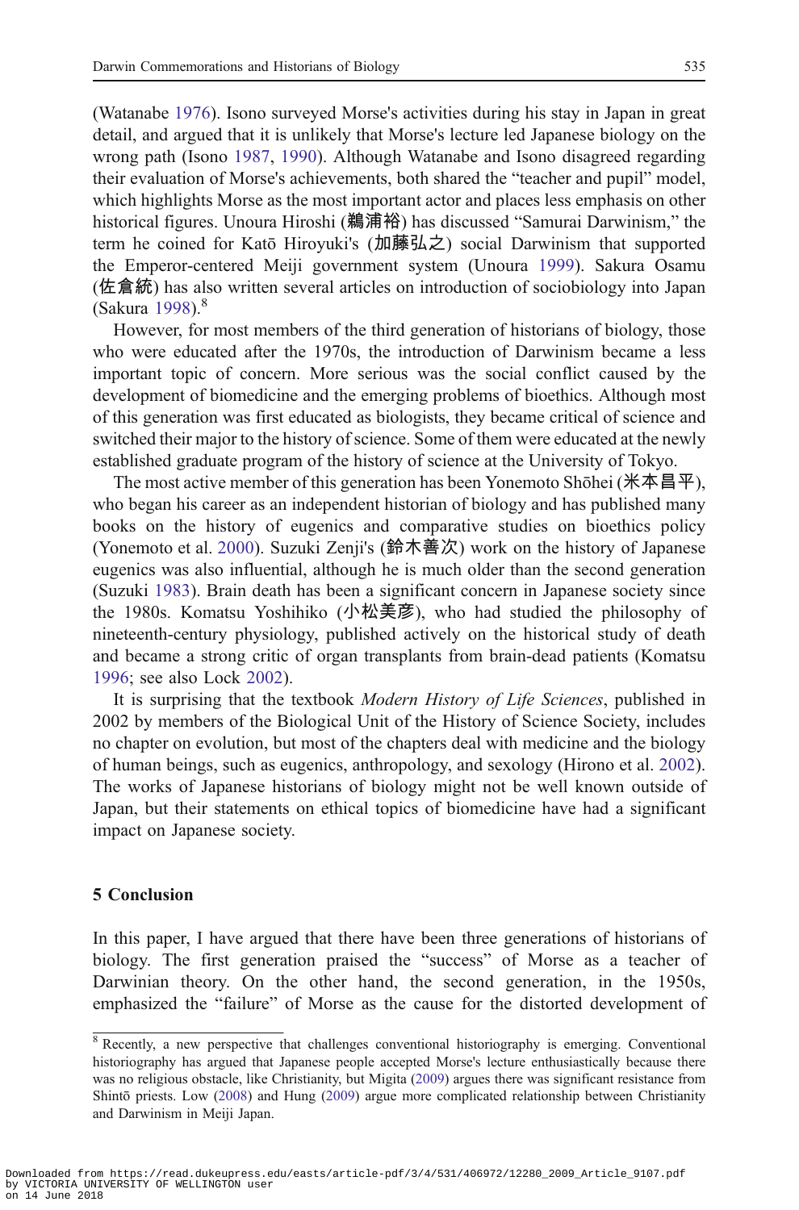(Watanabe 1976). Isono surveyed Morse's activities during his stay in Japan in great detail, and argued that it is unlikely that Morse's lecture led Japanese biology on the wrong path (Isono 1987, 1990). Although Watanabe and Isono disagreed regarding their evaluation of Morse's achievements, both shared the "teacher and pupil" model, which highlights Morse as the most important actor and places less emphasis on other historical figures. Unoura Hiroshi (鵜浦裕) has discussed "Samurai Darwinism," the term he coined for Katō Hiroyuki's (加藤弘之) social Darwinism that supported the Emperor-centered Meiji government system (Unoura 1999). Sakura Osamu (佐倉統) has also written several articles on introduction of sociobiology into Japan (Sakura 1998).[8]

However, for most members of the third generation of historians of biology, those who were educated after the 1970s, the introduction of Darwinism became a less important topic of concern. More serious was the social conflict caused by the development of biomedicine and the emerging problems of bioethics. Although most of this generation was first educated as biologists, they became critical of science and switched their major to the history of science. Some of them were educated at the newly established graduate program of the history of science at the University of Tokyo.

The most active member of this generation has been Yonemoto Shōhei (米本昌平), who began his career as an independent historian of biology and has published many books on the history of eugenics and comparative studies on bioethics policy (Yonemoto et al. 2000). Suzuki Zenji's (鈴木善次) work on the history of Japanese eugenics was also influential, although he is much older than the second generation (Suzuki 1983). Brain death has been a significant concern in Japanese society since the 1980s. Komatsu Yoshihiko (小松美彦), who had studied the philosophy of nineteenth-century physiology, published actively on the historical study of death and became a strong critic of organ transplants from brain-dead patients (Komatsu 1996; see also Lock 2002).

It is surprising that the textbook *Modern History of Life Sciences*, published in 2002 by members of the Biological Unit of the History of Science Society, includes no chapter on evolution, but most of the chapters deal with medicine and the biology of human beings, such as eugenics, anthropology, and sexology (Hirono et al. 2002). The works of Japanese historians of biology might not be well known outside of Japan, but their statements on ethical topics of biomedicine have had a significant impact on Japanese society.

## 5 Conclusion

In this paper, I have argued that there have been three generations of historians of biology. The first generation praised the "success" of Morse as a teacher of Darwinian theory. On the other hand, the second generation, in the 1950s, emphasized the "failure" of Morse as the cause for the distorted development of

---

[8] Recently, a new perspective that challenges conventional historiography is emerging. Conventional historiography has argued that Japanese people accepted Morse's lecture enthusiastically because there was no religious obstacle, like Christianity, but Migita (2009) argues there was significant resistance from Shintō priests. Low (2008) and Hung (2009) argue more complicated relationship between Christianity and Darwinism in Meiji Japan.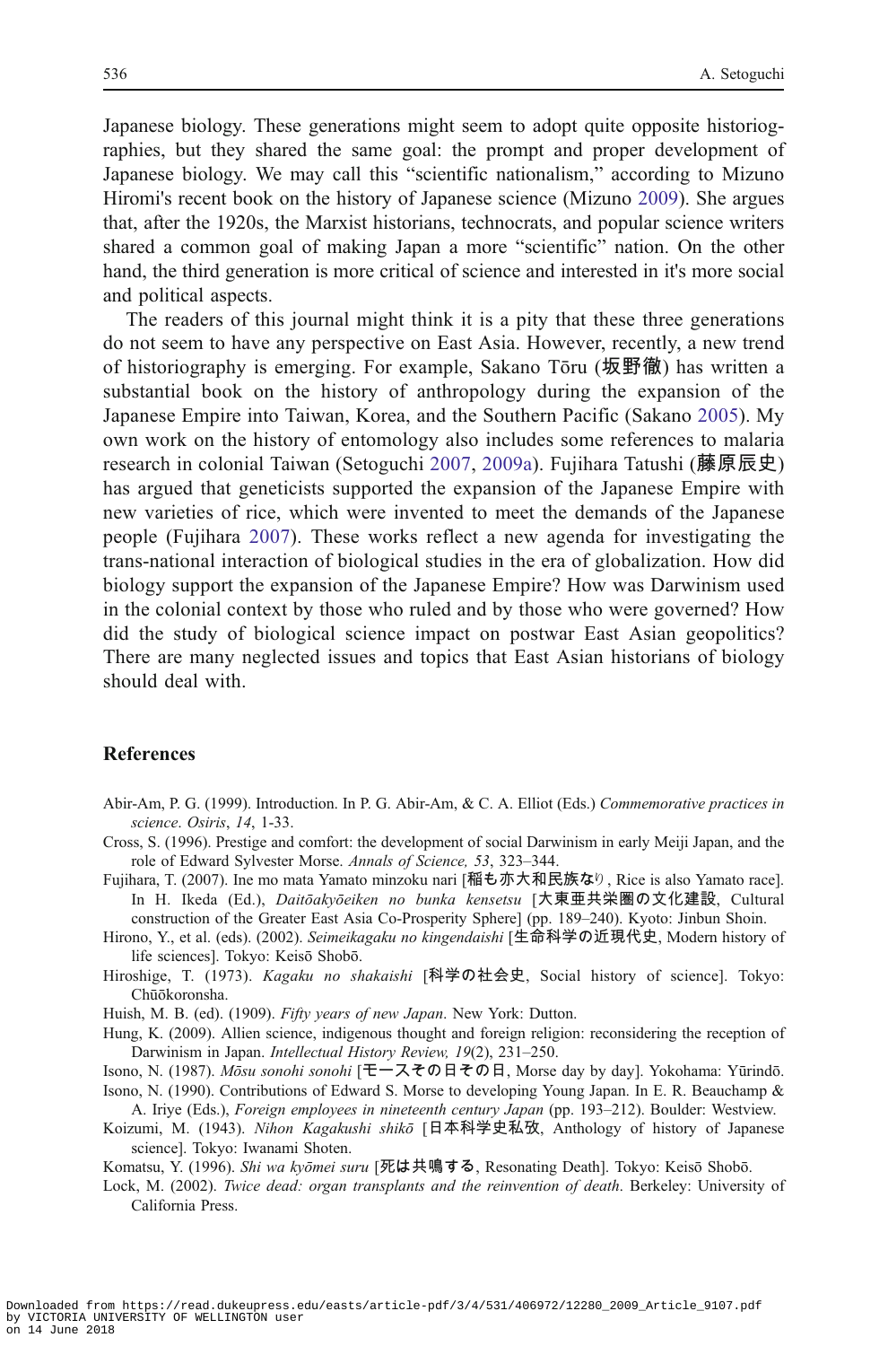Japanese biology. These generations might seem to adopt quite opposite historiographies, but they shared the same goal: the prompt and proper development of Japanese biology. We may call this "scientific nationalism," according to Mizuno Hiromi's recent book on the history of Japanese science (Mizuno 2009). She argues that, after the 1920s, the Marxist historians, technocrats, and popular science writers shared a common goal of making Japan a more "scientific" nation. On the other hand, the third generation is more critical of science and interested in it's more social and political aspects.

The readers of this journal might think it is a pity that these three generations do not seem to have any perspective on East Asia. However, recently, a new trend of historiography is emerging. For example, Sakano Tōru (坂野徹) has written a substantial book on the history of anthropology during the expansion of the Japanese Empire into Taiwan, Korea, and the Southern Pacific (Sakano 2005). My own work on the history of entomology also includes some references to malaria research in colonial Taiwan (Setoguchi 2007, 2009a). Fujihara Tatushi (藤原辰史) has argued that geneticists supported the expansion of the Japanese Empire with new varieties of rice, which were invented to meet the demands of the Japanese people (Fujihara 2007). These works reflect a new agenda for investigating the trans-national interaction of biological studies in the era of globalization. How did biology support the expansion of the Japanese Empire? How was Darwinism used in the colonial context by those who ruled and by those who were governed? How did the study of biological science impact on postwar East Asian geopolitics? There are many neglected issues and topics that East Asian historians of biology should deal with.

## References

Abir-Am, P. G. (1999). Introduction. In P. G. Abir-Am, & C. A. Elliot (Eds.) *Commemorative practices in science*. *Osiris*, *14*, 1-33.

Cross, S. (1996). Prestige and comfort: the development of social Darwinism in early Meiji Japan, and the role of Edward Sylvester Morse. *Annals of Science, 53*, 323–344.

Fujihara, T. (2007). Ine mo mata Yamato minzoku nari [稲も亦大和民族なり, Rice is also Yamato race]. In H. Ikeda (Ed.), *Daitōakyōeiken no bunka kensetsu* [大東亜共栄圏の文化建設, Cultural construction of the Greater East Asia Co-Prosperity Sphere] (pp. 189–240). Kyoto: Jinbun Shoin.

Hirono, Y., et al. (eds). (2002). *Seimeikagaku no kingendaishi* [生命科学の近現代史, Modern history of life sciences]. Tokyo: Keisō Shobō.

Hiroshige, T. (1973). *Kagaku no shakaishi* [科学の社会史, Social history of science]. Tokyo: Chūōkoronsha.

Huish, M. B. (ed). (1909). *Fifty years of new Japan*. New York: Dutton.

Hung, K. (2009). Allien science, indigenous thought and foreign religion: reconsidering the reception of Darwinism in Japan. *Intellectual History Review, 19*(2), 231–250.

Isono, N. (1987). *Mōsu sonohi sonohi* [モースその日その日, Morse day by day]. Yokohama: Yūrindō.

Isono, N. (1990). Contributions of Edward S. Morse to developing Young Japan. In E. R. Beauchamp & A. Iriye (Eds.), *Foreign employees in nineteenth century Japan* (pp. 193–212). Boulder: Westview.

Koizumi, M. (1943). *Nihon Kagakushi shikō* [日本科学史私攷, Anthology of history of Japanese science]. Tokyo: Iwanami Shoten.

Komatsu, Y. (1996). *Shi wa kyōmei suru* [死は共鳴する, Resonating Death]. Tokyo: Keisō Shobō.

Lock, M. (2002). *Twice dead: organ transplants and the reinvention of death*. Berkeley: University of California Press.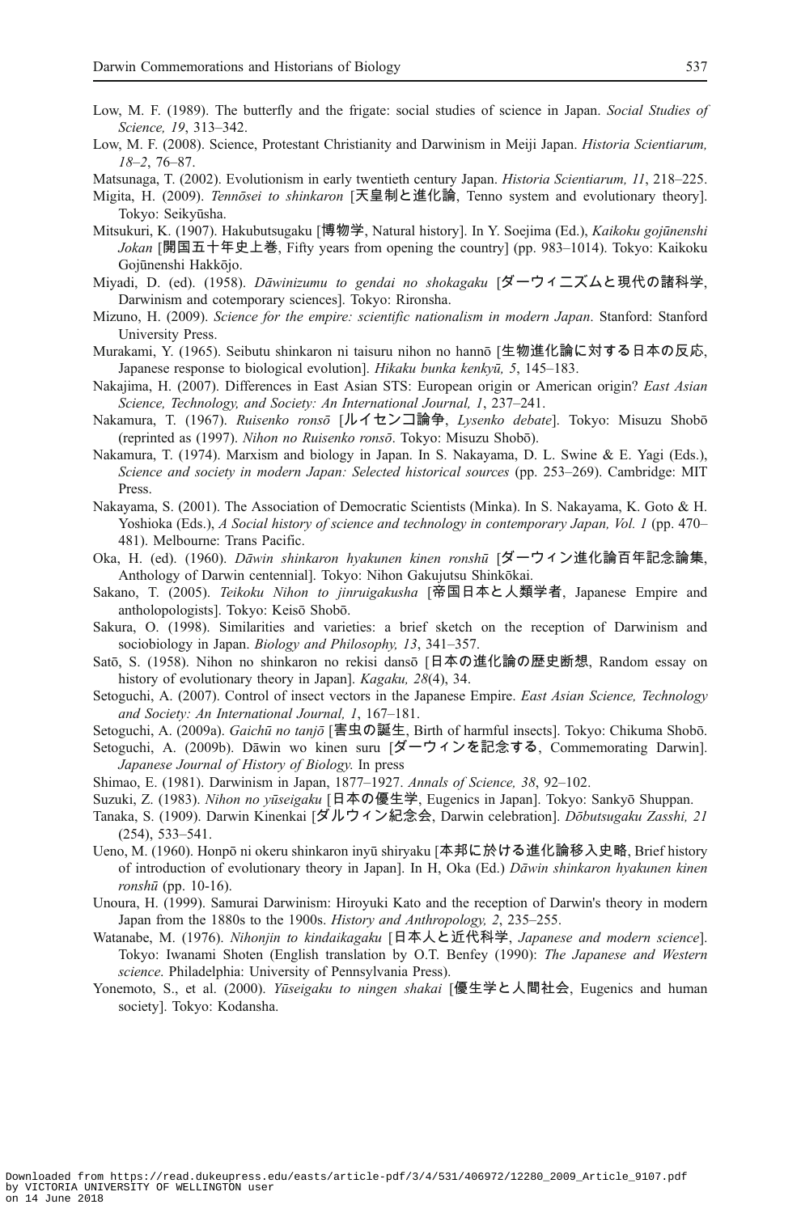Low, M. F. (1989). The butterfly and the frigate: social studies of science in Japan. *Social Studies of Science, 19*, 313–342.

Low, M. F. (2008). Science, Protestant Christianity and Darwinism in Meiji Japan. *Historia Scientiarum, 18–2*, 76–87.

Matsunaga, T. (2002). Evolutionism in early twentieth century Japan. *Historia Scientiarum, 11*, 218–225.

Migita, H. (2009). *Tennōsei to shinkaron* [天皇制と進化論, Tenno system and evolutionary theory]. Tokyo: Seikyūsha.

Mitsukuri, K. (1907). Hakubutsugaku [博物学, Natural history]. In Y. Soejima (Ed.), *Kaikoku gojūnenshi Jokan* [開国五十年史上巻, Fifty years from opening the country] (pp. 983–1014). Tokyo: Kaikoku Gojūnenshi Hakkōjo.

Miyadi, D. (ed). (1958). *Dāwinizumu to gendai no shokagaku* [ダーウィニズムと現代の諸科学, Darwinism and cotemporary sciences]. Tokyo: Rironsha.

Mizuno, H. (2009). *Science for the empire: scientific nationalism in modern Japan*. Stanford: Stanford University Press.

Murakami, Y. (1965). Seibutu shinkaron ni taisuru nihon no hannō [生物進化論に対する日本の反応, Japanese response to biological evolution]. *Hikaku bunka kenkyū, 5*, 145–183.

Nakajima, H. (2007). Differences in East Asian STS: European origin or American origin? *East Asian Science, Technology, and Society: An International Journal, 1*, 237–241.

Nakamura, T. (1967). *Ruisenko ronsō* [ルイセンコ論争, *Lysenko debate*]. Tokyo: Misuzu Shobō (reprinted as (1997). *Nihon no Ruisenko ronsō*. Tokyo: Misuzu Shobō).

Nakamura, T. (1974). Marxism and biology in Japan. In S. Nakayama, D. L. Swine & E. Yagi (Eds.), *Science and society in modern Japan: Selected historical sources* (pp. 253–269). Cambridge: MIT Press.

Nakayama, S. (2001). The Association of Democratic Scientists (Minka). In S. Nakayama, K. Goto & H. Yoshioka (Eds.), *A Social history of science and technology in contemporary Japan, Vol. 1* (pp. 470–481). Melbourne: Trans Pacific.

Oka, H. (ed). (1960). *Dāwin shinkaron hyakunen kinen ronshū* [ダーウィン進化論百年記念論集, Anthology of Darwin centennial]. Tokyo: Nihon Gakujutsu Shinkōkai.

Sakano, T. (2005). *Teikoku Nihon to jinruigakusha* [帝国日本と人類学者, Japanese Empire and antholopologists]. Tokyo: Keisō Shobō.

Sakura, O. (1998). Similarities and varieties: a brief sketch on the reception of Darwinism and sociobiology in Japan. *Biology and Philosophy, 13*, 341–357.

Satō, S. (1958). Nihon no shinkaron no rekisi dansō [日本の進化論の歴史断想, Random essay on history of evolutionary theory in Japan]. *Kagaku, 28*(4), 34.

Setoguchi, A. (2007). Control of insect vectors in the Japanese Empire. *East Asian Science, Technology and Society: An International Journal, 1*, 167–181.

Setoguchi, A. (2009a). *Gaichū no tanjō* [害虫の誕生, Birth of harmful insects]. Tokyo: Chikuma Shobō.

Setoguchi, A. (2009b). Dāwin wo kinen suru [ダーウィンを記念する, Commemorating Darwin]. *Japanese Journal of History of Biology.* In press

Shimao, E. (1981). Darwinism in Japan, 1877–1927. *Annals of Science, 38*, 92–102.

Suzuki, Z. (1983). *Nihon no yūseigaku* [日本の優生学, Eugenics in Japan]. Tokyo: Sankyō Shuppan.

Tanaka, S. (1909). Darwin Kinenkai [ダルウィン紀念会, Darwin celebration]. *Dōbutsugaku Zasshi, 21* (254), 533–541.

Ueno, M. (1960). Honpō ni okeru shinkaron inyū shiryaku [本邦に於ける進化論移入史略, Brief history of introduction of evolutionary theory in Japan]. In H, Oka (Ed.) *Dāwin shinkaron hyakunen kinen ronshū* (pp. 10-16).

Unoura, H. (1999). Samurai Darwinism: Hiroyuki Kato and the reception of Darwin's theory in modern Japan from the 1880s to the 1900s. *History and Anthropology, 2*, 235–255.

Watanabe, M. (1976). *Nihonjin to kindaikagaku* [日本人と近代科学, *Japanese and modern science*]. Tokyo: Iwanami Shoten (English translation by O.T. Benfey (1990): *The Japanese and Western science*. Philadelphia: University of Pennsylvania Press).

Yonemoto, S., et al. (2000). *Yūseigaku to ningen shakai* [優生学と人間社会, Eugenics and human society]. Tokyo: Kodansha.